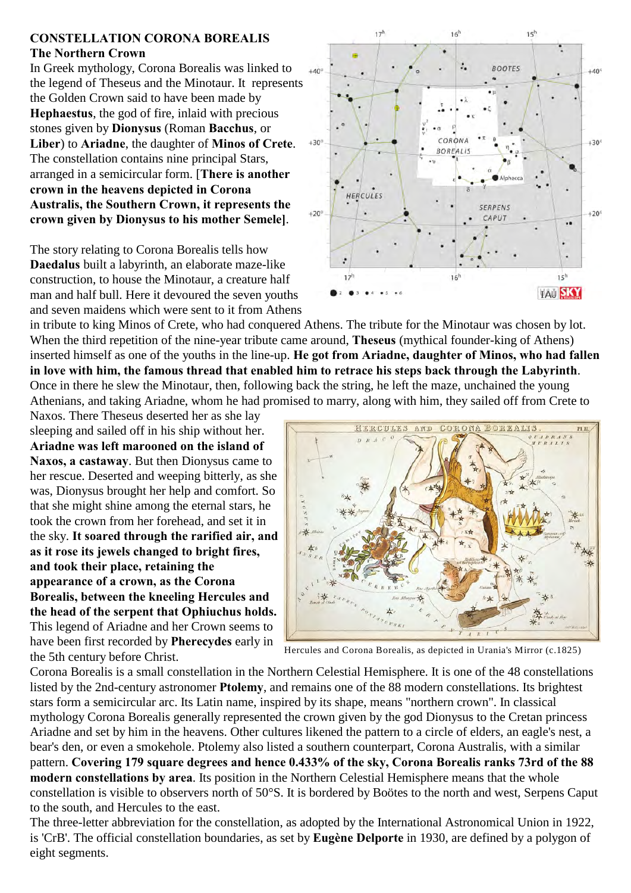**CONSTELLATION CORONA BOREALIS**
**The Northern Crown**

In Greek mythology, Corona Borealis was linked to the legend of Theseus and the Minotaur. It represents the Golden Crown said to have been made by **Hephaestus**, the god of fire, inlaid with precious stones given by **Dionysus** (Roman **Bacchus**, or **Liber**) to **Ariadne**, the daughter of **Minos of Crete**. The constellation contains nine principal Stars, arranged in a semicircular form. [**There is another crown in the heavens depicted in Corona Australis, the Southern Crown, it represents the crown given by Dionysus to his mother Semele**].

The story relating to Corona Borealis tells how **Daedalus** built a labyrinth, an elaborate maze-like construction, to house the Minotaur, a creature half man and half bull. Here it devoured the seven youths and seven maidens which were sent to it from Athens in tribute to king Minos of Crete, who had conquered Athens. The tribute for the Minotaur was chosen by lot. When the third repetition of the nine-year tribute came around, **Theseus** (mythical founder-king of Athens) inserted himself as one of the youths in the line-up. **He got from Ariadne, daughter of Minos, who had fallen in love with him, the famous thread that enabled him to retrace his steps back through the Labyrinth**. Once in there he slew the Minotaur, then, following back the string, he left the maze, unchained the young Athenians, and taking Ariadne, whom he had promised to marry, along with him, they sailed off from Crete to Naxos. There Theseus deserted her as she lay sleeping and sailed off in his ship without her. **Ariadne was left marooned on the island of Naxos, a castaway**. But then Dionysus came to her rescue. Deserted and weeping bitterly, as she was, Dionysus brought her help and comfort. So that she might shine among the eternal stars, he took the crown from her forehead, and set it in the sky. **It soared through the rarified air, and as it rose its jewels changed to bright fires, and took their place, retaining the appearance of a crown, as the Corona Borealis, between the kneeling Hercules and the head of the serpent that Ophiuchus holds.** This legend of Ariadne and her Crown seems to have been first recorded by **Pherecydes** early in the 5th century before Christ.

Hercules and Corona Borealis, as depicted in Urania's Mirror (c.1825)

Corona Borealis is a small constellation in the Northern Celestial Hemisphere. It is one of the 48 constellations listed by the 2nd-century astronomer **Ptolemy**, and remains one of the 88 modern constellations. Its brightest stars form a semicircular arc. Its Latin name, inspired by its shape, means "northern crown". In classical mythology Corona Borealis generally represented the crown given by the god Dionysus to the Cretan princess Ariadne and set by him in the heavens. Other cultures likened the pattern to a circle of elders, an eagle's nest, a bear's den, or even a smokehole. Ptolemy also listed a southern counterpart, Corona Australis, with a similar pattern. **Covering 179 square degrees and hence 0.433% of the sky, Corona Borealis ranks 73rd of the 88 modern constellations by area**. Its position in the Northern Celestial Hemisphere means that the whole constellation is visible to observers north of 50°S. It is bordered by Boötes to the north and west, Serpens Caput to the south, and Hercules to the east.

The three-letter abbreviation for the constellation, as adopted by the International Astronomical Union in 1922, is 'CrB'. The official constellation boundaries, as set by **Eugène Delporte** in 1930, are defined by a polygon of eight segments.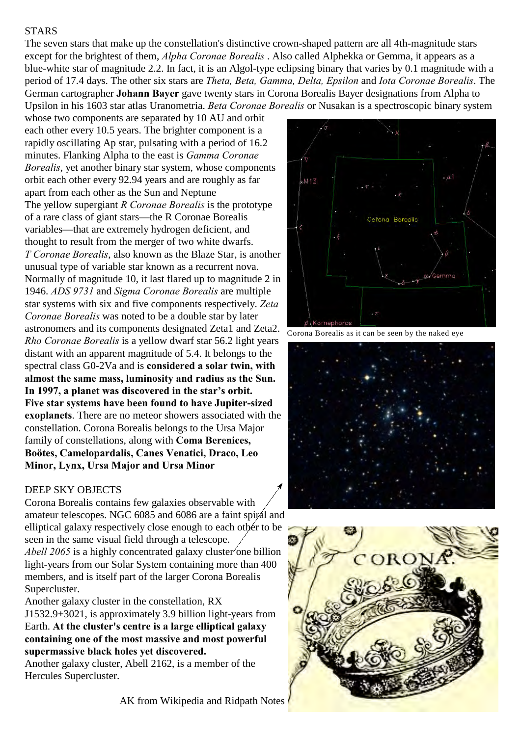STARS

The seven stars that make up the constellation's distinctive crown-shaped pattern are all 4th-magnitude stars except for the brightest of them, *Alpha Coronae Borealis* . Also called Alphekka or Gemma, it appears as a blue-white star of magnitude 2.2. In fact, it is an Algol-type eclipsing binary that varies by 0.1 magnitude with a period of 17.4 days. The other six stars are *Theta, Beta, Gamma, Delta, Epsilon* and *Iota Coronae Borealis*. The German cartographer **Johann Bayer** gave twenty stars in Corona Borealis Bayer designations from Alpha to Upsilon in his 1603 star atlas Uranometria. *Beta Coronae Borealis* or Nusakan is a spectroscopic binary system whose two components are separated by 10 AU and orbit each other every 10.5 years. The brighter component is a rapidly oscillating Ap star, pulsating with a period of 16.2 minutes. Flanking Alpha to the east is *Gamma Coronae Borealis*, yet another binary star system, whose components orbit each other every 92.94 years and are roughly as far apart from each other as the Sun and Neptune

The yellow supergiant *R Coronae Borealis* is the prototype of a rare class of giant stars—the R Coronae Borealis variables—that are extremely hydrogen deficient, and thought to result from the merger of two white dwarfs.

*T Coronae Borealis*, also known as the Blaze Star, is another unusual type of variable star known as a recurrent nova. Normally of magnitude 10, it last flared up to magnitude 2 in 1946. *ADS 9731* and *Sigma Coronae Borealis* are multiple star systems with six and five components respectively. *Zeta Coronae Borealis* was noted to be a double star by later astronomers and its components designated Zeta1 and Zeta2.

*Rho Coronae Borealis* is a yellow dwarf star 56.2 light years distant with an apparent magnitude of 5.4. It belongs to the spectral class G0-2Va and is **considered a solar twin, with almost the same mass, luminosity and radius as the Sun. In 1997, a planet was discovered in the star's orbit. Five star systems have been found to have Jupiter-sized exoplanets**. There are no meteor showers associated with the constellation. Corona Borealis belongs to the Ursa Major family of constellations, along with **Coma Berenices, Boötes, Camelopardalis, Canes Venatici, Draco, Leo Minor, Lynx, Ursa Major and Ursa Minor**

Corona Borealis as it can be seen by the naked eye

DEEP SKY OBJECTS

Corona Borealis contains few galaxies observable with amateur telescopes. NGC 6085 and 6086 are a faint spiral and elliptical galaxy respectively close enough to each other to be seen in the same visual field through a telescope.

*Abell 2065* is a highly concentrated galaxy cluster one billion light-years from our Solar System containing more than 400 members, and is itself part of the larger Corona Borealis Supercluster.

Another galaxy cluster in the constellation, RX J1532.9+3021, is approximately 3.9 billion light-years from Earth. **At the cluster's centre is a large elliptical galaxy containing one of the most massive and most powerful supermassive black holes yet discovered.**

Another galaxy cluster, Abell 2162, is a member of the Hercules Supercluster.

AK from Wikipedia and Ridpath Notes